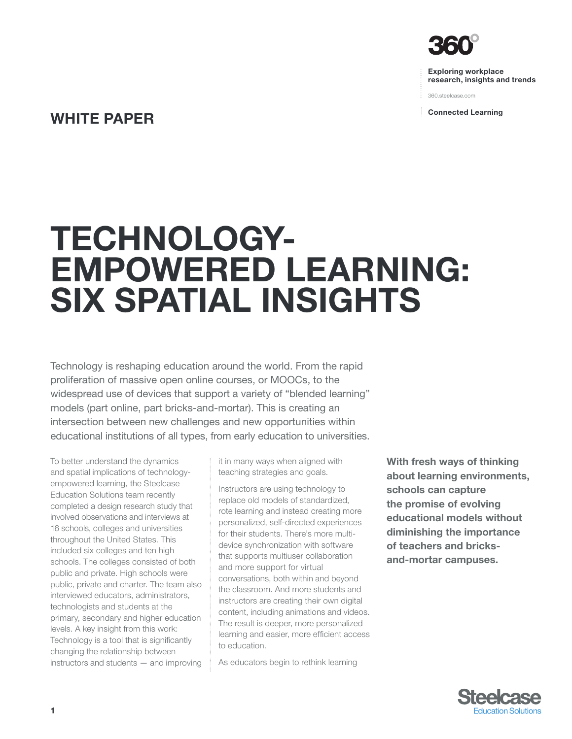360°

**Exploring workplace research, insights and trends**

360.steelcase.com

**Connected Learning**

**WHITE PAPER**

# TECHNOLOGY-EMPOWERED LEARNING: SIX SPATIAL INSIGHTS

Technology is reshaping education around the world. From the rapid proliferation of massive open online courses, or MOOCs, to the widespread use of devices that support a variety of "blended learning" models (part online, part bricks-and-mortar). This is creating an intersection between new challenges and new opportunities within educational institutions of all types, from early education to universities.

To better understand the dynamics and spatial implications of technology-empowered learning, the Steelcase Education Solutions team recently completed a design research study that involved observations and interviews at 16 schools, colleges and universities throughout the United States. This included six colleges and ten high schools. The colleges consisted of both public and private. High schools were public, private and charter. The team also interviewed educators, administrators, technologists and students at the primary, secondary and higher education levels. A key insight from this work: Technology is a tool that is significantly changing the relationship between instructors and students — and improving it in many ways when aligned with teaching strategies and goals.

Instructors are using technology to replace old models of standardized, rote learning and instead creating more personalized, self-directed experiences for their students. There's more multi-device synchronization with software that supports multiuser collaboration and more support for virtual conversations, both within and beyond the classroom. And more students and instructors are creating their own digital content, including animations and videos. The result is deeper, more personalized learning and easier, more efficient access to education.

As educators begin to rethink learning

**With fresh ways of thinking about learning environments, schools can capture the promise of evolving educational models without diminishing the importance of teachers and bricks-and-mortar campuses.**

Steelcase Education Solutions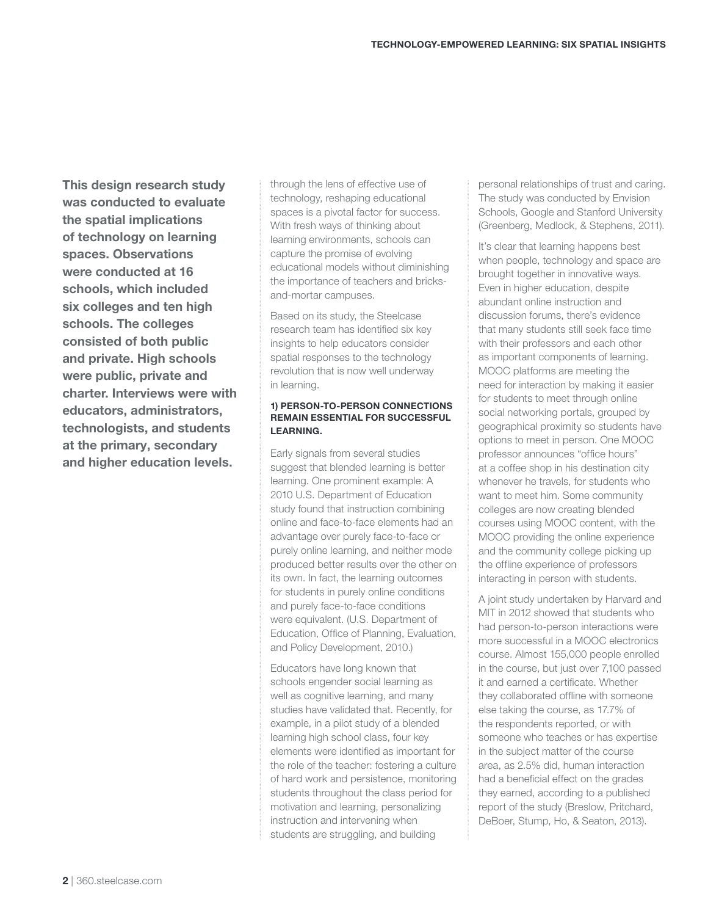**This design research study was conducted to evaluate the spatial implications of technology on learning spaces. Observations were conducted at 16 schools, which included six colleges and ten high schools. The colleges consisted of both public and private. High schools were public, private and charter. Interviews were with educators, administrators, technologists, and students at the primary, secondary and higher education levels.**

through the lens of effective use of technology, reshaping educational spaces is a pivotal factor for success. With fresh ways of thinking about learning environments, schools can capture the promise of evolving educational models without diminishing the importance of teachers and bricks-and-mortar campuses.

Based on its study, the Steelcase research team has identified six key insights to help educators consider spatial responses to the technology revolution that is now well underway in learning.

#### 1) PERSON-TO-PERSON CONNECTIONS REMAIN ESSENTIAL FOR SUCCESSFUL LEARNING.

Early signals from several studies suggest that blended learning is better learning. One prominent example: A 2010 U.S. Department of Education study found that instruction combining online and face-to-face elements had an advantage over purely face-to-face or purely online learning, and neither mode produced better results over the other on its own. In fact, the learning outcomes for students in purely online conditions and purely face-to-face conditions were equivalent. (U.S. Department of Education, Office of Planning, Evaluation, and Policy Development, 2010.)

Educators have long known that schools engender social learning as well as cognitive learning, and many studies have validated that. Recently, for example, in a pilot study of a blended learning high school class, four key elements were identified as important for the role of the teacher: fostering a culture of hard work and persistence, monitoring students throughout the class period for motivation and learning, personalizing instruction and intervening when students are struggling, and building personal relationships of trust and caring. The study was conducted by Envision Schools, Google and Stanford University (Greenberg, Medlock, & Stephens, 2011).

It's clear that learning happens best when people, technology and space are brought together in innovative ways. Even in higher education, despite abundant online instruction and discussion forums, there's evidence that many students still seek face time with their professors and each other as important components of learning. MOOC platforms are meeting the need for interaction by making it easier for students to meet through online social networking portals, grouped by geographical proximity so students have options to meet in person. One MOOC professor announces "office hours" at a coffee shop in his destination city whenever he travels, for students who want to meet him. Some community colleges are now creating blended courses using MOOC content, with the MOOC providing the online experience and the community college picking up the offline experience of professors interacting in person with students.

A joint study undertaken by Harvard and MIT in 2012 showed that students who had person-to-person interactions were more successful in a MOOC electronics course. Almost 155,000 people enrolled in the course, but just over 7,100 passed it and earned a certificate. Whether they collaborated offline with someone else taking the course, as 17.7% of the respondents reported, or with someone who teaches or has expertise in the subject matter of the course area, as 2.5% did, human interaction had a beneficial effect on the grades they earned, according to a published report of the study (Breslow, Pritchard, DeBoer, Stump, Ho, & Seaton, 2013).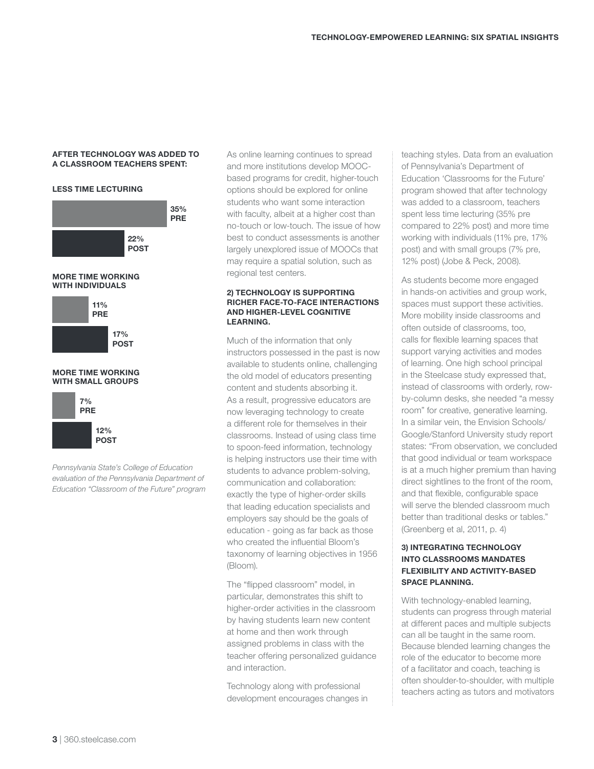**AFTER TECHNOLOGY WAS ADDED TO A CLASSROOM TEACHERS SPENT:**

**LESS TIME LECTURING**

| | |
|---|---|
| PRE | 35% |
| POST | 22% |

**MORE TIME WORKING WITH INDIVIDUALS**

| | |
|---|---|
| PRE | 11% |
| POST | 17% |

**MORE TIME WORKING WITH SMALL GROUPS**

| | |
|---|---|
| PRE | 7% |
| POST | 12% |

*Pennsylvania State's College of Education evaluation of the Pennsylvania Department of Education "Classroom of the Future" program*

As online learning continues to spread and more institutions develop MOOC-based programs for credit, higher-touch options should be explored for online students who want some interaction with faculty, albeit at a higher cost than no-touch or low-touch. The issue of how best to conduct assessments is another largely unexplored issue of MOOCs that may require a spatial solution, such as regional test centers.

### 2) TECHNOLOGY IS SUPPORTING RICHER FACE-TO-FACE INTERACTIONS AND HIGHER-LEVEL COGNITIVE LEARNING.

Much of the information that only instructors possessed in the past is now available to students online, challenging the old model of educators presenting content and students absorbing it. As a result, progressive educators are now leveraging technology to create a different role for themselves in their classrooms. Instead of using class time to spoon-feed information, technology is helping instructors use their time with students to advance problem-solving, communication and collaboration: exactly the type of higher-order skills that leading education specialists and employers say should be the goals of education - going as far back as those who created the influential Bloom's taxonomy of learning objectives in 1956 (Bloom).

The "flipped classroom" model, in particular, demonstrates this shift to higher-order activities in the classroom by having students learn new content at home and then work through assigned problems in class with the teacher offering personalized guidance and interaction.

Technology along with professional development encourages changes in teaching styles. Data from an evaluation of Pennsylvania's Department of Education 'Classrooms for the Future' program showed that after technology was added to a classroom, teachers spent less time lecturing (35% pre compared to 22% post) and more time working with individuals (11% pre, 17% post) and with small groups (7% pre, 12% post) (Jobe & Peck, 2008).

As students become more engaged in hands-on activities and group work, spaces must support these activities. More mobility inside classrooms and often outside of classrooms, too, calls for flexible learning spaces that support varying activities and modes of learning. One high school principal in the Steelcase study expressed that, instead of classrooms with orderly, row-by-column desks, she needed "a messy room" for creative, generative learning. In a similar vein, the Envision Schools/Google/Stanford University study report states: "From observation, we concluded that good individual or team workspace is at a much higher premium than having direct sightlines to the front of the room, and that flexible, configurable space will serve the blended classroom much better than traditional desks or tables." (Greenberg et al, 2011, p. 4)

### 3) INTEGRATING TECHNOLOGY INTO CLASSROOMS MANDATES FLEXIBILITY AND ACTIVITY-BASED SPACE PLANNING.

With technology-enabled learning, students can progress through material at different paces and multiple subjects can all be taught in the same room. Because blended learning changes the role of the educator to become more of a facilitator and coach, teaching is often shoulder-to-shoulder, with multiple teachers acting as tutors and motivators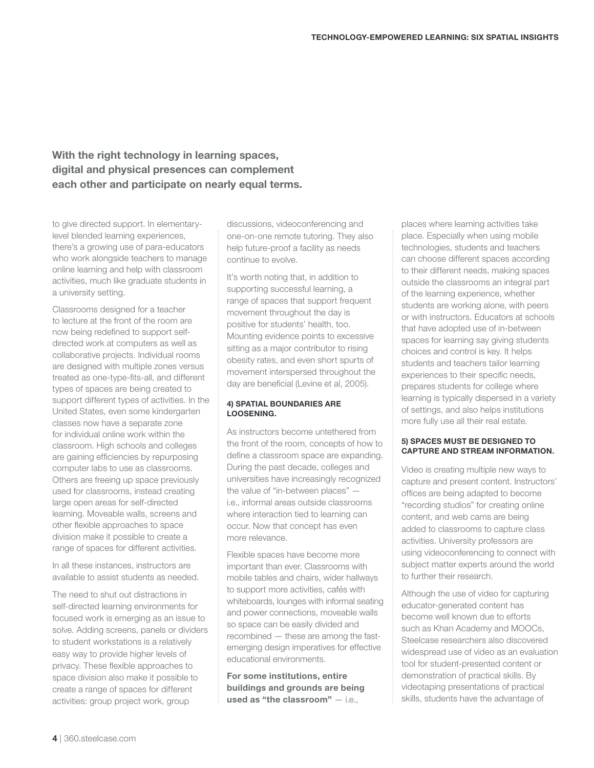**With the right technology in learning spaces, digital and physical presences can complement each other and participate on nearly equal terms.**

to give directed support. In elementary-level blended learning experiences, there's a growing use of para-educators who work alongside teachers to manage online learning and help with classroom activities, much like graduate students in a university setting.

Classrooms designed for a teacher to lecture at the front of the room are now being redefined to support self-directed work at computers as well as collaborative projects. Individual rooms are designed with multiple zones versus treated as one-type-fits-all, and different types of spaces are being created to support different types of activities. In the United States, even some kindergarten classes now have a separate zone for individual online work within the classroom. High schools and colleges are gaining efficiencies by repurposing computer labs to use as classrooms. Others are freeing up space previously used for classrooms, instead creating large open areas for self-directed learning. Moveable walls, screens and other flexible approaches to space division make it possible to create a range of spaces for different activities.

In all these instances, instructors are available to assist students as needed.

The need to shut out distractions in self-directed learning environments for focused work is emerging as an issue to solve. Adding screens, panels or dividers to student workstations is a relatively easy way to provide higher levels of privacy. These flexible approaches to space division also make it possible to create a range of spaces for different activities: group project work, group discussions, videoconferencing and one-on-one remote tutoring. They also help future-proof a facility as needs continue to evolve.

It's worth noting that, in addition to supporting successful learning, a range of spaces that support frequent movement throughout the day is positive for students' health, too. Mounting evidence points to excessive sitting as a major contributor to rising obesity rates, and even short spurts of movement interspersed throughout the day are beneficial (Levine et al, 2005).

#### 4) SPATIAL BOUNDARIES ARE LOOSENING.

As instructors become untethered from the front of the room, concepts of how to define a classroom space are expanding. During the past decade, colleges and universities have increasingly recognized the value of "in-between places" — i.e., informal areas outside classrooms where interaction tied to learning can occur. Now that concept has even more relevance.

Flexible spaces have become more important than ever. Classrooms with mobile tables and chairs, wider hallways to support more activities, cafés with whiteboards, lounges with informal seating and power connections, moveable walls so space can be easily divided and recombined — these are among the fast-emerging design imperatives for effective educational environments.

**For some institutions, entire buildings and grounds are being used as "the classroom"** — i.e., places where learning activities take place. Especially when using mobile technologies, students and teachers can choose different spaces according to their different needs, making spaces outside the classrooms an integral part of the learning experience, whether students are working alone, with peers or with instructors. Educators at schools that have adopted use of in-between spaces for learning say giving students choices and control is key. It helps students and teachers tailor learning experiences to their specific needs, prepares students for college where learning is typically dispersed in a variety of settings, and also helps institutions more fully use all their real estate.

#### 5) SPACES MUST BE DESIGNED TO CAPTURE AND STREAM INFORMATION.

Video is creating multiple new ways to capture and present content. Instructors' offices are being adapted to become "recording studios" for creating online content, and web cams are being added to classrooms to capture class activities. University professors are using videoconferencing to connect with subject matter experts around the world to further their research.

Although the use of video for capturing educator-generated content has become well known due to efforts such as Khan Academy and MOOCs, Steelcase researchers also discovered widespread use of video as an evaluation tool for student-presented content or demonstration of practical skills. By videotaping presentations of practical skills, students have the advantage of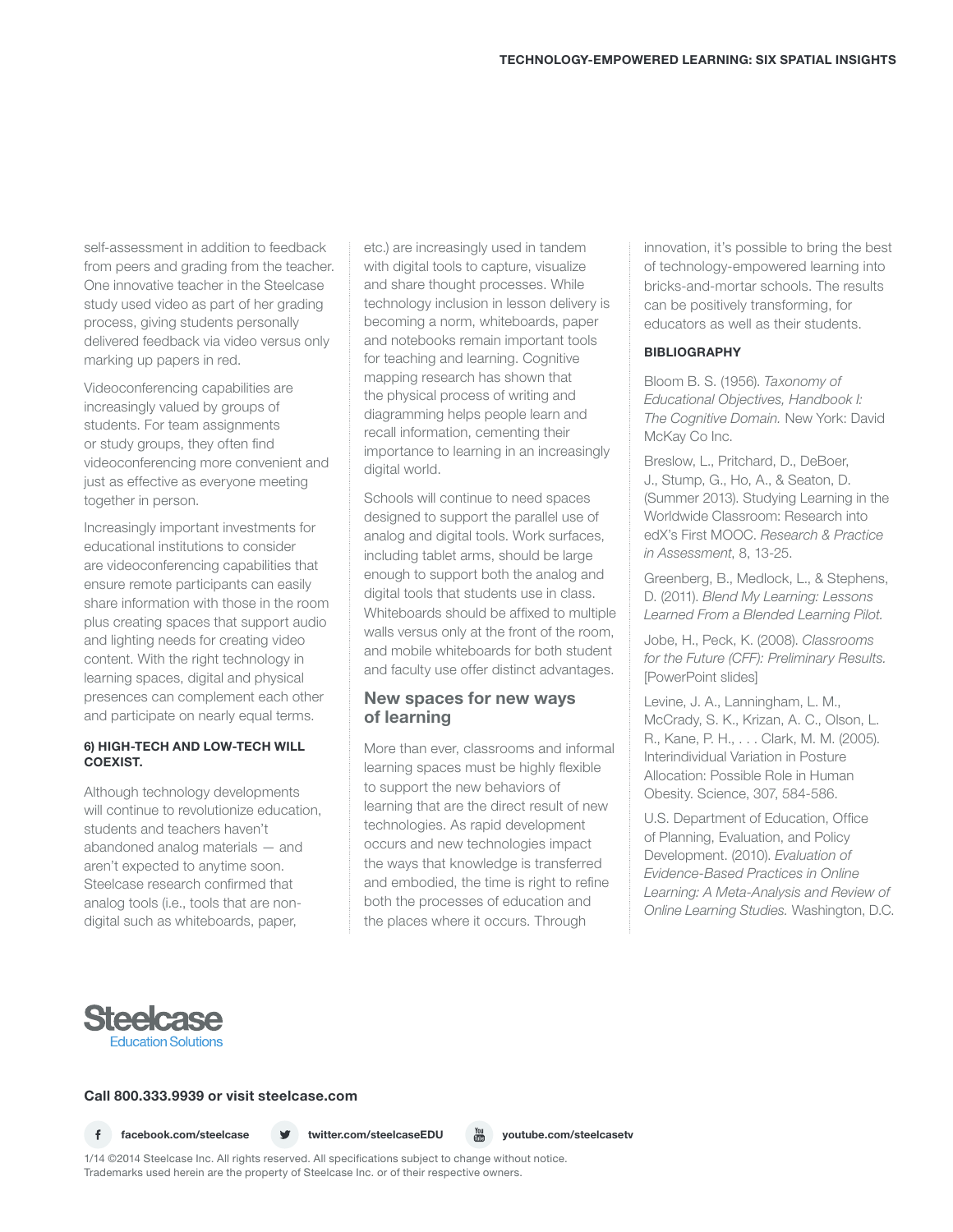self-assessment in addition to feedback from peers and grading from the teacher. One innovative teacher in the Steelcase study used video as part of her grading process, giving students personally delivered feedback via video versus only marking up papers in red.

Videoconferencing capabilities are increasingly valued by groups of students. For team assignments or study groups, they often find videoconferencing more convenient and just as effective as everyone meeting together in person.

Increasingly important investments for educational institutions to consider are videoconferencing capabilities that ensure remote participants can easily share information with those in the room plus creating spaces that support audio and lighting needs for creating video content. With the right technology in learning spaces, digital and physical presences can complement each other and participate on nearly equal terms.

#### 6) HIGH-TECH AND LOW-TECH WILL COEXIST.

Although technology developments will continue to revolutionize education, students and teachers haven't abandoned analog materials — and aren't expected to anytime soon. Steelcase research confirmed that analog tools (i.e., tools that are non-digital such as whiteboards, paper, etc.) are increasingly used in tandem with digital tools to capture, visualize and share thought processes. While technology inclusion in lesson delivery is becoming a norm, whiteboards, paper and notebooks remain important tools for teaching and learning. Cognitive mapping research has shown that the physical process of writing and diagramming helps people learn and recall information, cementing their importance to learning in an increasingly digital world.

Schools will continue to need spaces designed to support the parallel use of analog and digital tools. Work surfaces, including tablet arms, should be large enough to support both the analog and digital tools that students use in class. Whiteboards should be affixed to multiple walls versus only at the front of the room, and mobile whiteboards for both student and faculty use offer distinct advantages.

## New spaces for new ways of learning

More than ever, classrooms and informal learning spaces must be highly flexible to support the new behaviors of learning that are the direct result of new technologies. As rapid development occurs and new technologies impact the ways that knowledge is transferred and embodied, the time is right to refine both the processes of education and the places where it occurs. Through innovation, it's possible to bring the best of technology-empowered learning into bricks-and-mortar schools. The results can be positively transforming, for educators as well as their students.

#### BIBLIOGRAPHY

Bloom B. S. (1956). *Taxonomy of Educational Objectives, Handbook I: The Cognitive Domain.* New York: David McKay Co Inc.

Breslow, L., Pritchard, D., DeBoer, J., Stump, G., Ho, A., & Seaton, D. (Summer 2013). Studying Learning in the Worldwide Classroom: Research into edX's First MOOC. *Research & Practice in Assessment*, 8, 13-25.

Greenberg, B., Medlock, L., & Stephens, D. (2011). *Blend My Learning: Lessons Learned From a Blended Learning Pilot.*

Jobe, H., Peck, K. (2008). *Classrooms for the Future (CFF): Preliminary Results.* [PowerPoint slides]

Levine, J. A., Lanningham, L. M., McCrady, S. K., Krizan, A. C., Olson, L. R., Kane, P. H., . . . Clark, M. M. (2005). Interindividual Variation in Posture Allocation: Possible Role in Human Obesity. Science, 307, 584-586.

U.S. Department of Education, Office of Planning, Evaluation, and Policy Development. (2010). *Evaluation of Evidence-Based Practices in Online Learning: A Meta-Analysis and Review of Online Learning Studies.* Washington, D.C.

Steelcase
Education Solutions

**Call 800.333.9939 or visit steelcase.com**

**facebook.com/steelcase** **twitter.com/steelcaseEDU** **youtube.com/steelcasetv**

1/14 ©2014 Steelcase Inc. All rights reserved. All specifications subject to change without notice.
Trademarks used herein are the property of Steelcase Inc. or of their respective owners.